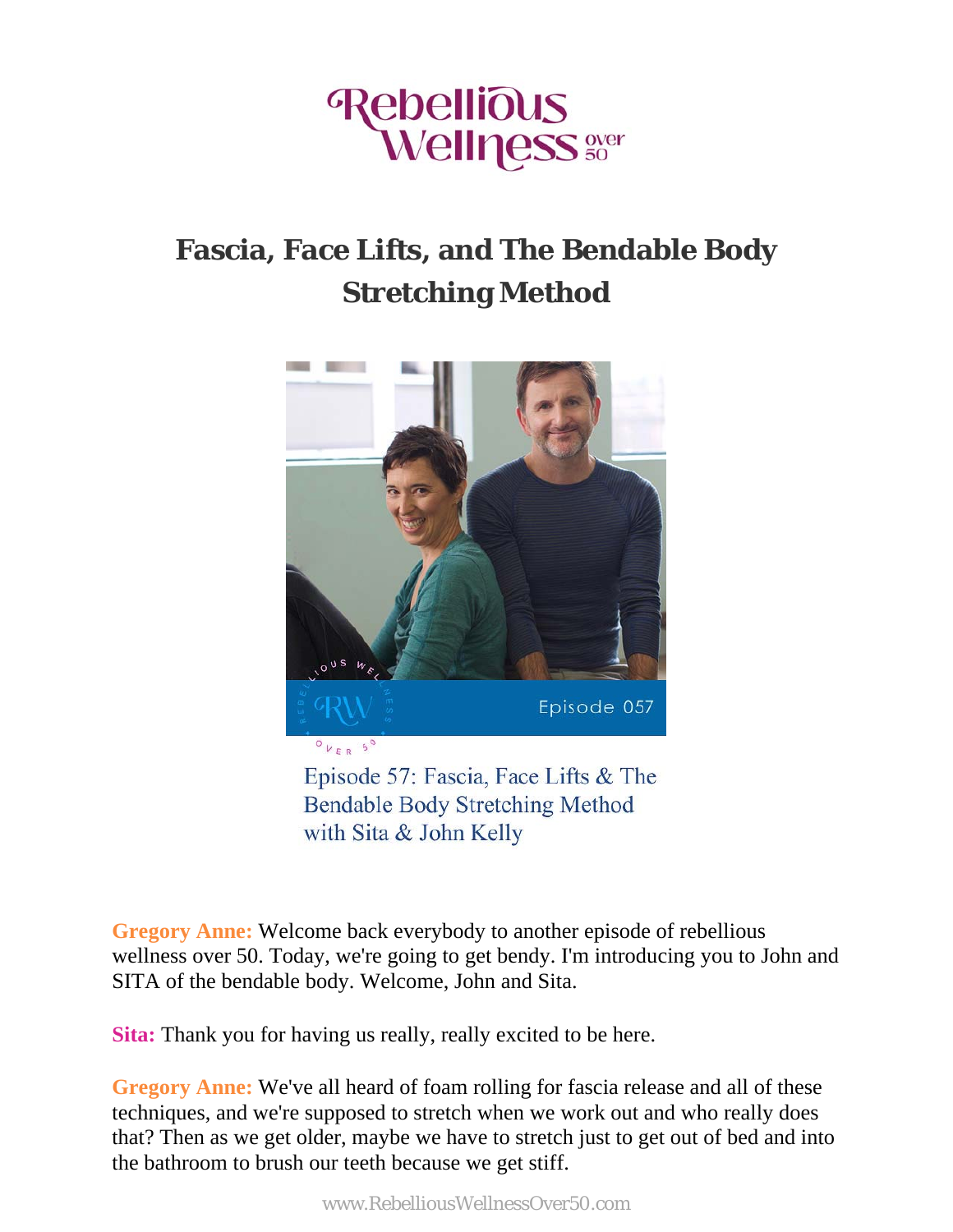# Fascia, Face Lifts, and The Bendable Body Stretching Method

Episode 57: Fascia, Face Lifts & The Bendable Body Stretching Method with Sita & John Kelly

**Gregory Anne:** Welcome back everybody to another episode of rebellious wellness over 50. Today, we're going to get bendy. I'm introducing you to John and SITA of the bendable body. Welcome, John and Sita.

**Sita:** Thank you for having us really, really excited to be here.

**Gregory Anne:** We've all heard of foam rolling for fascia release and all of these techniques, and we're supposed to stretch when we work out and who really does that? Then as we get older, maybe we have to stretch just to get out of bed and into the bathroom to brush our teeth because we get stiff.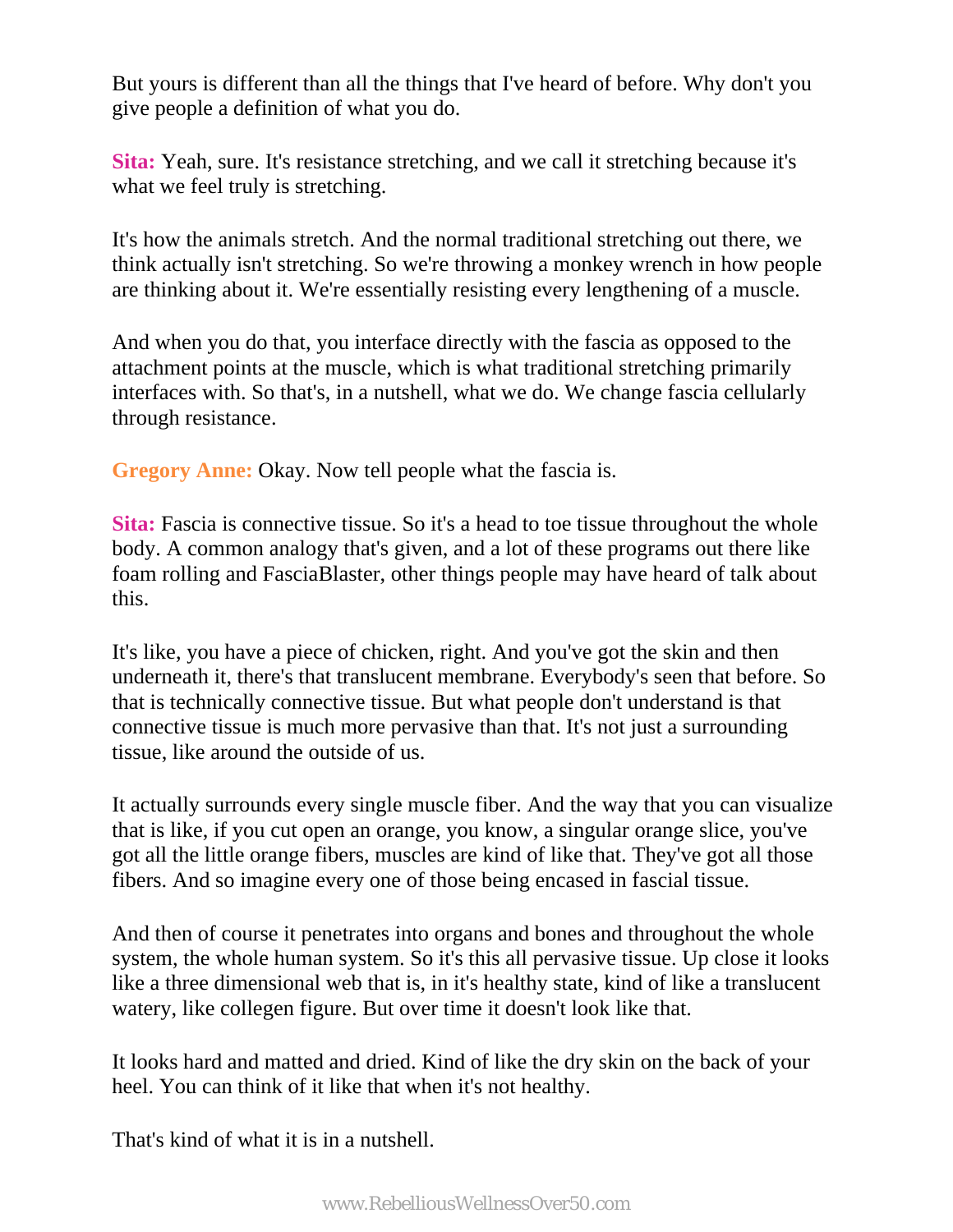But yours is different than all the things that I've heard of before. Why don't you give people a definition of what you do.

**Sita:** Yeah, sure. It's resistance stretching, and we call it stretching because it's what we feel truly is stretching.

It's how the animals stretch. And the normal traditional stretching out there, we think actually isn't stretching. So we're throwing a monkey wrench in how people are thinking about it. We're essentially resisting every lengthening of a muscle.

And when you do that, you interface directly with the fascia as opposed to the attachment points at the muscle, which is what traditional stretching primarily interfaces with. So that's, in a nutshell, what we do. We change fascia cellularly through resistance.

**Gregory Anne:** Okay. Now tell people what the fascia is.

**Sita:** Fascia is connective tissue. So it's a head to toe tissue throughout the whole body. A common analogy that's given, and a lot of these programs out there like foam rolling and FasciaBlaster, other things people may have heard of talk about this.

It's like, you have a piece of chicken, right. And you've got the skin and then underneath it, there's that translucent membrane. Everybody's seen that before. So that is technically connective tissue. But what people don't understand is that connective tissue is much more pervasive than that. It's not just a surrounding tissue, like around the outside of us.

It actually surrounds every single muscle fiber. And the way that you can visualize that is like, if you cut open an orange, you know, a singular orange slice, you've got all the little orange fibers, muscles are kind of like that. They've got all those fibers. And so imagine every one of those being encased in fascial tissue.

And then of course it penetrates into organs and bones and throughout the whole system, the whole human system. So it's this all pervasive tissue. Up close it looks like a three dimensional web that is, in it's healthy state, kind of like a translucent watery, like collegen figure. But over time it doesn't look like that.

It looks hard and matted and dried. Kind of like the dry skin on the back of your heel. You can think of it like that when it's not healthy.

That's kind of what it is in a nutshell.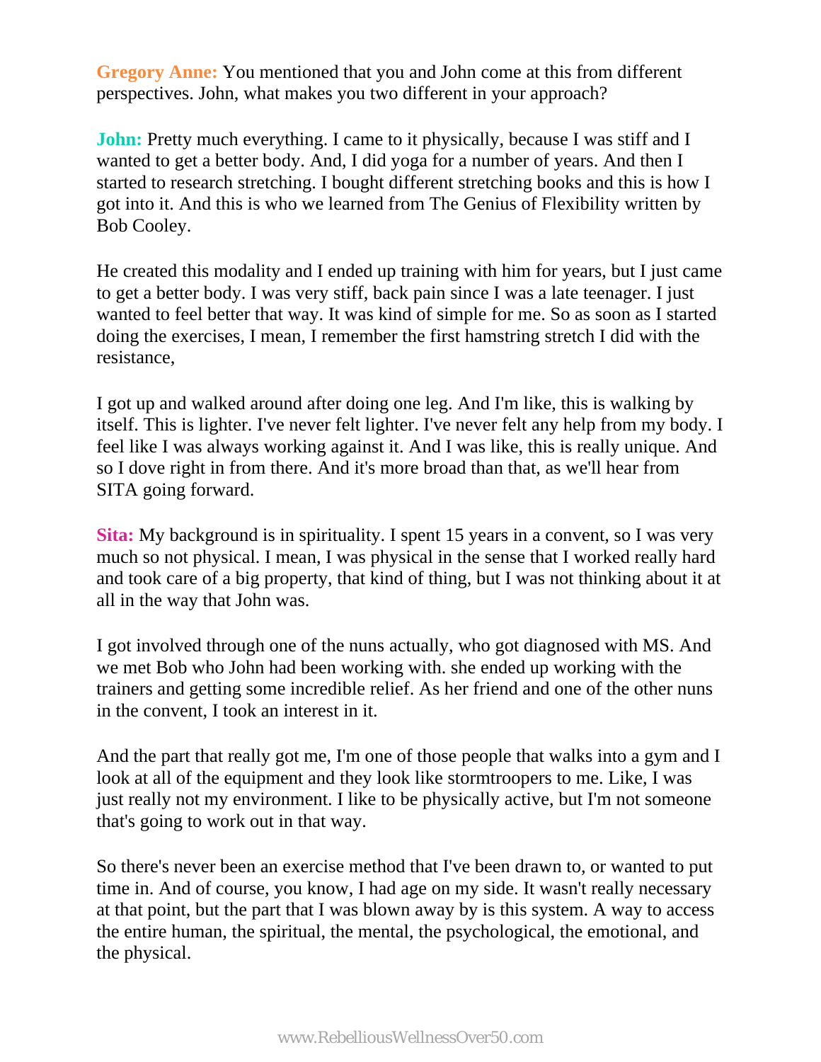**Gregory Anne:** You mentioned that you and John come at this from different perspectives. John, what makes you two different in your approach?

**John:** Pretty much everything. I came to it physically, because I was stiff and I wanted to get a better body. And, I did yoga for a number of years. And then I started to research stretching. I bought different stretching books and this is how I got into it. And this is who we learned from The Genius of Flexibility written by Bob Cooley.

He created this modality and I ended up training with him for years, but I just came to get a better body. I was very stiff, back pain since I was a late teenager. I just wanted to feel better that way. It was kind of simple for me. So as soon as I started doing the exercises, I mean, I remember the first hamstring stretch I did with the resistance,

I got up and walked around after doing one leg. And I'm like, this is walking by itself. This is lighter. I've never felt lighter. I've never felt any help from my body. I feel like I was always working against it. And I was like, this is really unique. And so I dove right in from there. And it's more broad than that, as we'll hear from SITA going forward.

**Sita:** My background is in spirituality. I spent 15 years in a convent, so I was very much so not physical. I mean, I was physical in the sense that I worked really hard and took care of a big property, that kind of thing, but I was not thinking about it at all in the way that John was.

I got involved through one of the nuns actually, who got diagnosed with MS. And we met Bob who John had been working with. she ended up working with the trainers and getting some incredible relief. As her friend and one of the other nuns in the convent, I took an interest in it.

And the part that really got me, I'm one of those people that walks into a gym and I look at all of the equipment and they look like stormtroopers to me. Like, I was just really not my environment. I like to be physically active, but I'm not someone that's going to work out in that way.

So there's never been an exercise method that I've been drawn to, or wanted to put time in. And of course, you know, I had age on my side. It wasn't really necessary at that point, but the part that I was blown away by is this system. A way to access the entire human, the spiritual, the mental, the psychological, the emotional, and the physical.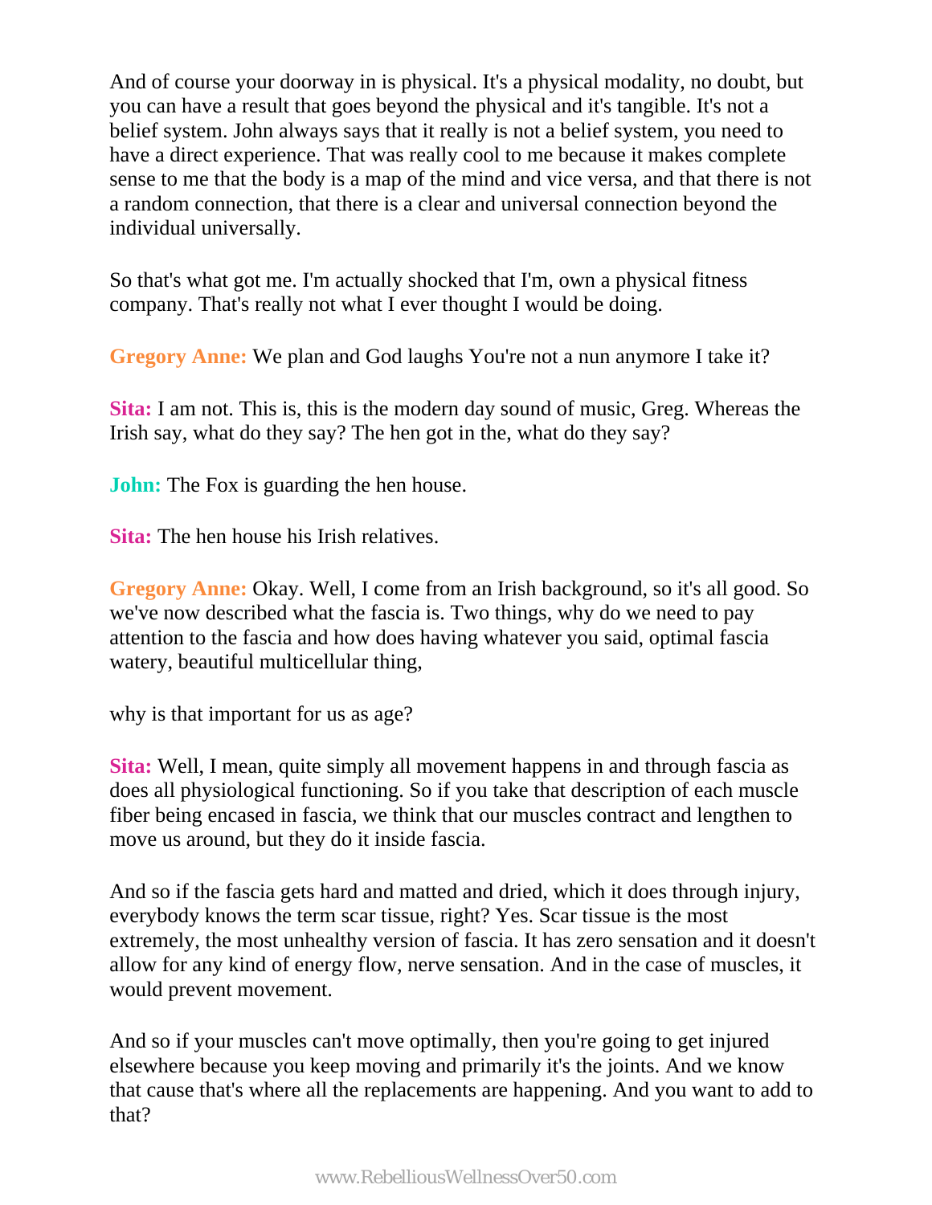And of course your doorway in is physical. It's a physical modality, no doubt, but you can have a result that goes beyond the physical and it's tangible. It's not a belief system. John always says that it really is not a belief system, you need to have a direct experience. That was really cool to me because it makes complete sense to me that the body is a map of the mind and vice versa, and that there is not a random connection, that there is a clear and universal connection beyond the individual universally.

So that's what got me. I'm actually shocked that I'm, own a physical fitness company. That's really not what I ever thought I would be doing.

**Gregory Anne:** We plan and God laughs You're not a nun anymore I take it?

**Sita:** I am not. This is, this is the modern day sound of music, Greg. Whereas the Irish say, what do they say? The hen got in the, what do they say?

**John:** The Fox is guarding the hen house.

**Sita:** The hen house his Irish relatives.

**Gregory Anne:** Okay. Well, I come from an Irish background, so it's all good. So we've now described what the fascia is. Two things, why do we need to pay attention to the fascia and how does having whatever you said, optimal fascia watery, beautiful multicellular thing,

why is that important for us as age?

**Sita:** Well, I mean, quite simply all movement happens in and through fascia as does all physiological functioning. So if you take that description of each muscle fiber being encased in fascia, we think that our muscles contract and lengthen to move us around, but they do it inside fascia.

And so if the fascia gets hard and matted and dried, which it does through injury, everybody knows the term scar tissue, right? Yes. Scar tissue is the most extremely, the most unhealthy version of fascia. It has zero sensation and it doesn't allow for any kind of energy flow, nerve sensation. And in the case of muscles, it would prevent movement.

And so if your muscles can't move optimally, then you're going to get injured elsewhere because you keep moving and primarily it's the joints. And we know that cause that's where all the replacements are happening. And you want to add to that?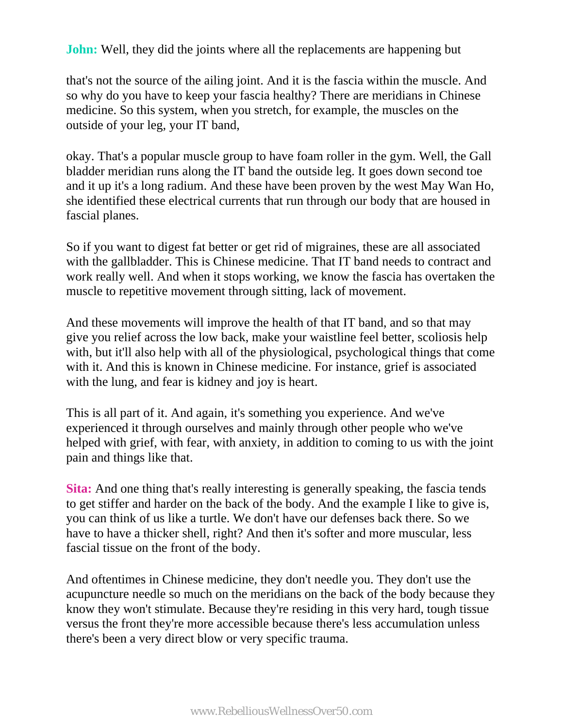**John:** Well, they did the joints where all the replacements are happening but

that's not the source of the ailing joint. And it is the fascia within the muscle. And so why do you have to keep your fascia healthy? There are meridians in Chinese medicine. So this system, when you stretch, for example, the muscles on the outside of your leg, your IT band,

okay. That's a popular muscle group to have foam roller in the gym. Well, the Gall bladder meridian runs along the IT band the outside leg. It goes down second toe and it up it's a long radium. And these have been proven by the west May Wan Ho, she identified these electrical currents that run through our body that are housed in fascial planes.

So if you want to digest fat better or get rid of migraines, these are all associated with the gallbladder. This is Chinese medicine. That IT band needs to contract and work really well. And when it stops working, we know the fascia has overtaken the muscle to repetitive movement through sitting, lack of movement.

And these movements will improve the health of that IT band, and so that may give you relief across the low back, make your waistline feel better, scoliosis help with, but it'll also help with all of the physiological, psychological things that come with it. And this is known in Chinese medicine. For instance, grief is associated with the lung, and fear is kidney and joy is heart.

This is all part of it. And again, it's something you experience. And we've experienced it through ourselves and mainly through other people who we've helped with grief, with fear, with anxiety, in addition to coming to us with the joint pain and things like that.

**Sita:** And one thing that's really interesting is generally speaking, the fascia tends to get stiffer and harder on the back of the body. And the example I like to give is, you can think of us like a turtle. We don't have our defenses back there. So we have to have a thicker shell, right? And then it's softer and more muscular, less fascial tissue on the front of the body.

And oftentimes in Chinese medicine, they don't needle you. They don't use the acupuncture needle so much on the meridians on the back of the body because they know they won't stimulate. Because they're residing in this very hard, tough tissue versus the front they're more accessible because there's less accumulation unless there's been a very direct blow or very specific trauma.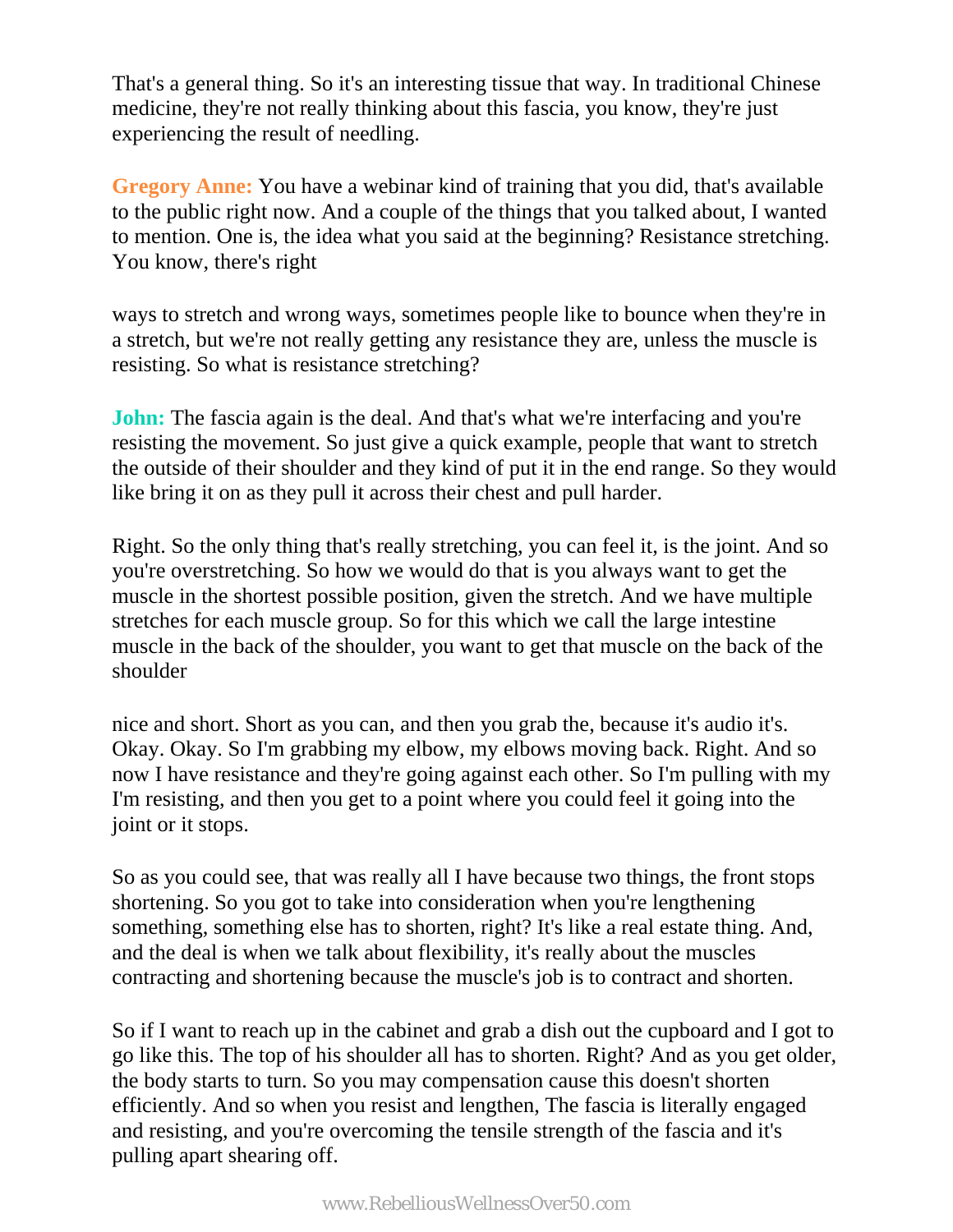That's a general thing. So it's an interesting tissue that way. In traditional Chinese medicine, they're not really thinking about this fascia, you know, they're just experiencing the result of needling.

**Gregory Anne:** You have a webinar kind of training that you did, that's available to the public right now. And a couple of the things that you talked about, I wanted to mention. One is, the idea what you said at the beginning? Resistance stretching. You know, there's right

ways to stretch and wrong ways, sometimes people like to bounce when they're in a stretch, but we're not really getting any resistance they are, unless the muscle is resisting. So what is resistance stretching?

**John:** The fascia again is the deal. And that's what we're interfacing and you're resisting the movement. So just give a quick example, people that want to stretch the outside of their shoulder and they kind of put it in the end range. So they would like bring it on as they pull it across their chest and pull harder.

Right. So the only thing that's really stretching, you can feel it, is the joint. And so you're overstretching. So how we would do that is you always want to get the muscle in the shortest possible position, given the stretch. And we have multiple stretches for each muscle group. So for this which we call the large intestine muscle in the back of the shoulder, you want to get that muscle on the back of the shoulder

nice and short. Short as you can, and then you grab the, because it's audio it's. Okay. Okay. So I'm grabbing my elbow, my elbows moving back. Right. And so now I have resistance and they're going against each other. So I'm pulling with my I'm resisting, and then you get to a point where you could feel it going into the joint or it stops.

So as you could see, that was really all I have because two things, the front stops shortening. So you got to take into consideration when you're lengthening something, something else has to shorten, right? It's like a real estate thing. And, and the deal is when we talk about flexibility, it's really about the muscles contracting and shortening because the muscle's job is to contract and shorten.

So if I want to reach up in the cabinet and grab a dish out the cupboard and I got to go like this. The top of his shoulder all has to shorten. Right? And as you get older, the body starts to turn. So you may compensation cause this doesn't shorten efficiently. And so when you resist and lengthen, The fascia is literally engaged and resisting, and you're overcoming the tensile strength of the fascia and it's pulling apart shearing off.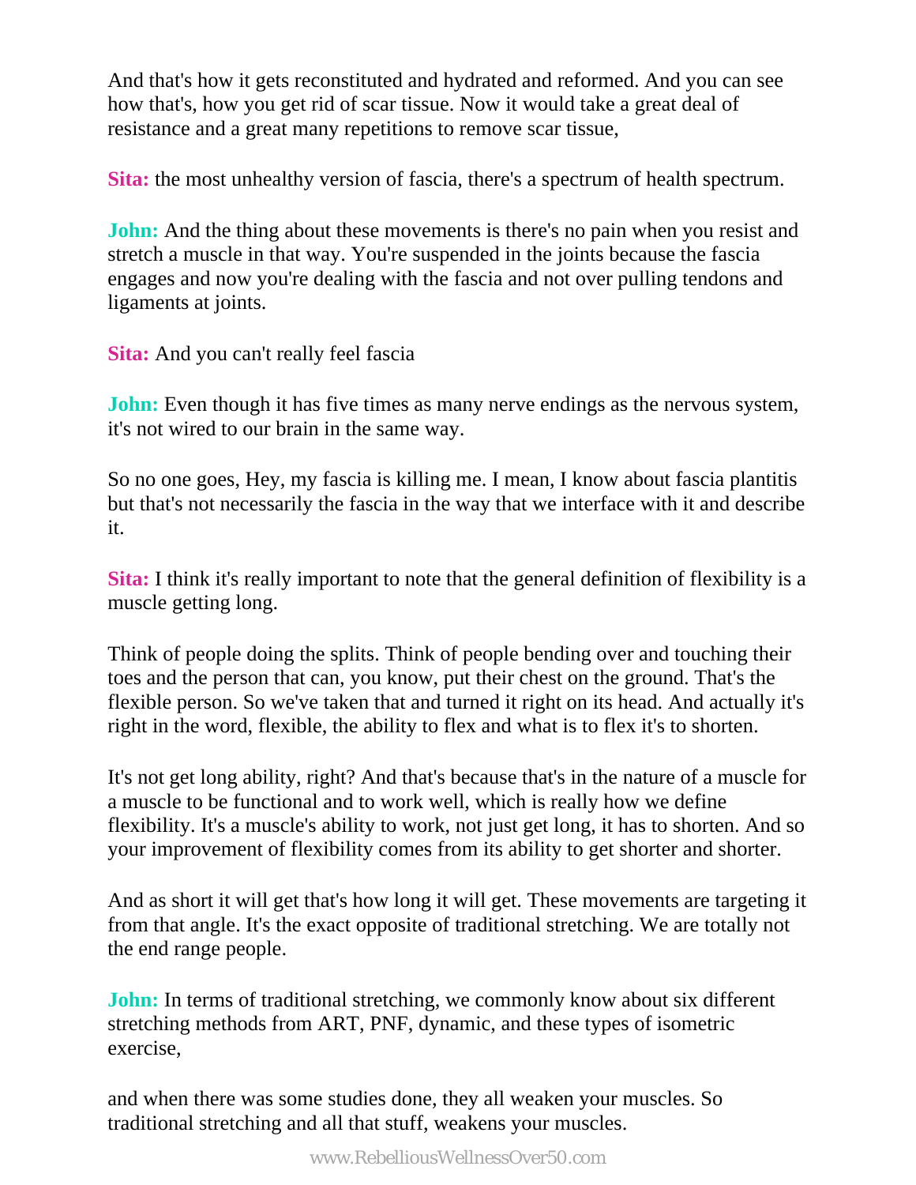And that's how it gets reconstituted and hydrated and reformed. And you can see how that's, how you get rid of scar tissue. Now it would take a great deal of resistance and a great many repetitions to remove scar tissue,

**Sita:** the most unhealthy version of fascia, there's a spectrum of health spectrum.

**John:** And the thing about these movements is there's no pain when you resist and stretch a muscle in that way. You're suspended in the joints because the fascia engages and now you're dealing with the fascia and not over pulling tendons and ligaments at joints.

**Sita:** And you can't really feel fascia

**John:** Even though it has five times as many nerve endings as the nervous system, it's not wired to our brain in the same way.

So no one goes, Hey, my fascia is killing me. I mean, I know about fascia plantitis but that's not necessarily the fascia in the way that we interface with it and describe it.

**Sita:** I think it's really important to note that the general definition of flexibility is a muscle getting long.

Think of people doing the splits. Think of people bending over and touching their toes and the person that can, you know, put their chest on the ground. That's the flexible person. So we've taken that and turned it right on its head. And actually it's right in the word, flexible, the ability to flex and what is to flex it's to shorten.

It's not get long ability, right? And that's because that's in the nature of a muscle for a muscle to be functional and to work well, which is really how we define flexibility. It's a muscle's ability to work, not just get long, it has to shorten. And so your improvement of flexibility comes from its ability to get shorter and shorter.

And as short it will get that's how long it will get. These movements are targeting it from that angle. It's the exact opposite of traditional stretching. We are totally not the end range people.

**John:** In terms of traditional stretching, we commonly know about six different stretching methods from ART, PNF, dynamic, and these types of isometric exercise,

and when there was some studies done, they all weaken your muscles. So traditional stretching and all that stuff, weakens your muscles.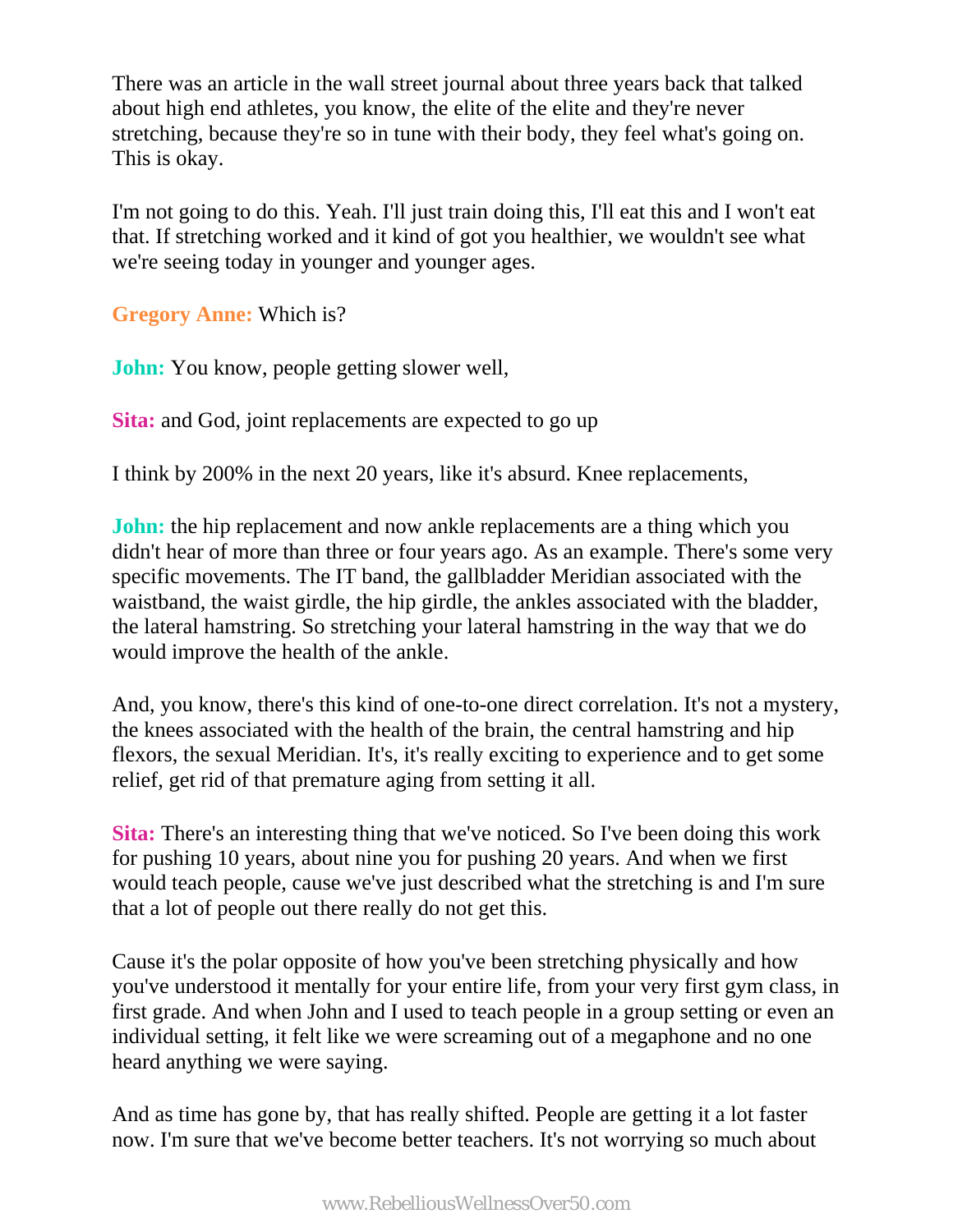There was an article in the wall street journal about three years back that talked about high end athletes, you know, the elite of the elite and they're never stretching, because they're so in tune with their body, they feel what's going on. This is okay.

I'm not going to do this. Yeah. I'll just train doing this, I'll eat this and I won't eat that. If stretching worked and it kind of got you healthier, we wouldn't see what we're seeing today in younger and younger ages.

**Gregory Anne:** Which is?

**John:** You know, people getting slower well,

**Sita:** and God, joint replacements are expected to go up

I think by 200% in the next 20 years, like it's absurd. Knee replacements,

**John:** the hip replacement and now ankle replacements are a thing which you didn't hear of more than three or four years ago. As an example. There's some very specific movements. The IT band, the gallbladder Meridian associated with the waistband, the waist girdle, the hip girdle, the ankles associated with the bladder, the lateral hamstring. So stretching your lateral hamstring in the way that we do would improve the health of the ankle.

And, you know, there's this kind of one-to-one direct correlation. It's not a mystery, the knees associated with the health of the brain, the central hamstring and hip flexors, the sexual Meridian. It's, it's really exciting to experience and to get some relief, get rid of that premature aging from setting it all.

**Sita:** There's an interesting thing that we've noticed. So I've been doing this work for pushing 10 years, about nine you for pushing 20 years. And when we first would teach people, cause we've just described what the stretching is and I'm sure that a lot of people out there really do not get this.

Cause it's the polar opposite of how you've been stretching physically and how you've understood it mentally for your entire life, from your very first gym class, in first grade. And when John and I used to teach people in a group setting or even an individual setting, it felt like we were screaming out of a megaphone and no one heard anything we were saying.

And as time has gone by, that has really shifted. People are getting it a lot faster now. I'm sure that we've become better teachers. It's not worrying so much about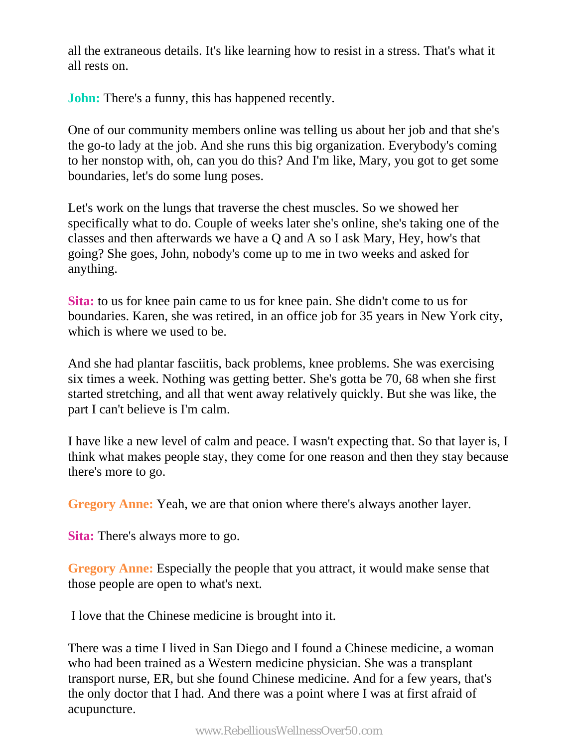all the extraneous details. It's like learning how to resist in a stress. That's what it all rests on.

**John:** There's a funny, this has happened recently.

One of our community members online was telling us about her job and that she's the go-to lady at the job. And she runs this big organization. Everybody's coming to her nonstop with, oh, can you do this? And I'm like, Mary, you got to get some boundaries, let's do some lung poses.

Let's work on the lungs that traverse the chest muscles. So we showed her specifically what to do. Couple of weeks later she's online, she's taking one of the classes and then afterwards we have a Q and A so I ask Mary, Hey, how's that going? She goes, John, nobody's come up to me in two weeks and asked for anything.

**Sita:** to us for knee pain came to us for knee pain. She didn't come to us for boundaries. Karen, she was retired, in an office job for 35 years in New York city, which is where we used to be.

And she had plantar fasciitis, back problems, knee problems. She was exercising six times a week. Nothing was getting better. She's gotta be 70, 68 when she first started stretching, and all that went away relatively quickly. But she was like, the part I can't believe is I'm calm.

I have like a new level of calm and peace. I wasn't expecting that. So that layer is, I think what makes people stay, they come for one reason and then they stay because there's more to go.

**Gregory Anne:** Yeah, we are that onion where there's always another layer.

**Sita:** There's always more to go.

**Gregory Anne:** Especially the people that you attract, it would make sense that those people are open to what's next.

I love that the Chinese medicine is brought into it.

There was a time I lived in San Diego and I found a Chinese medicine, a woman who had been trained as a Western medicine physician. She was a transplant transport nurse, ER, but she found Chinese medicine. And for a few years, that's the only doctor that I had. And there was a point where I was at first afraid of acupuncture.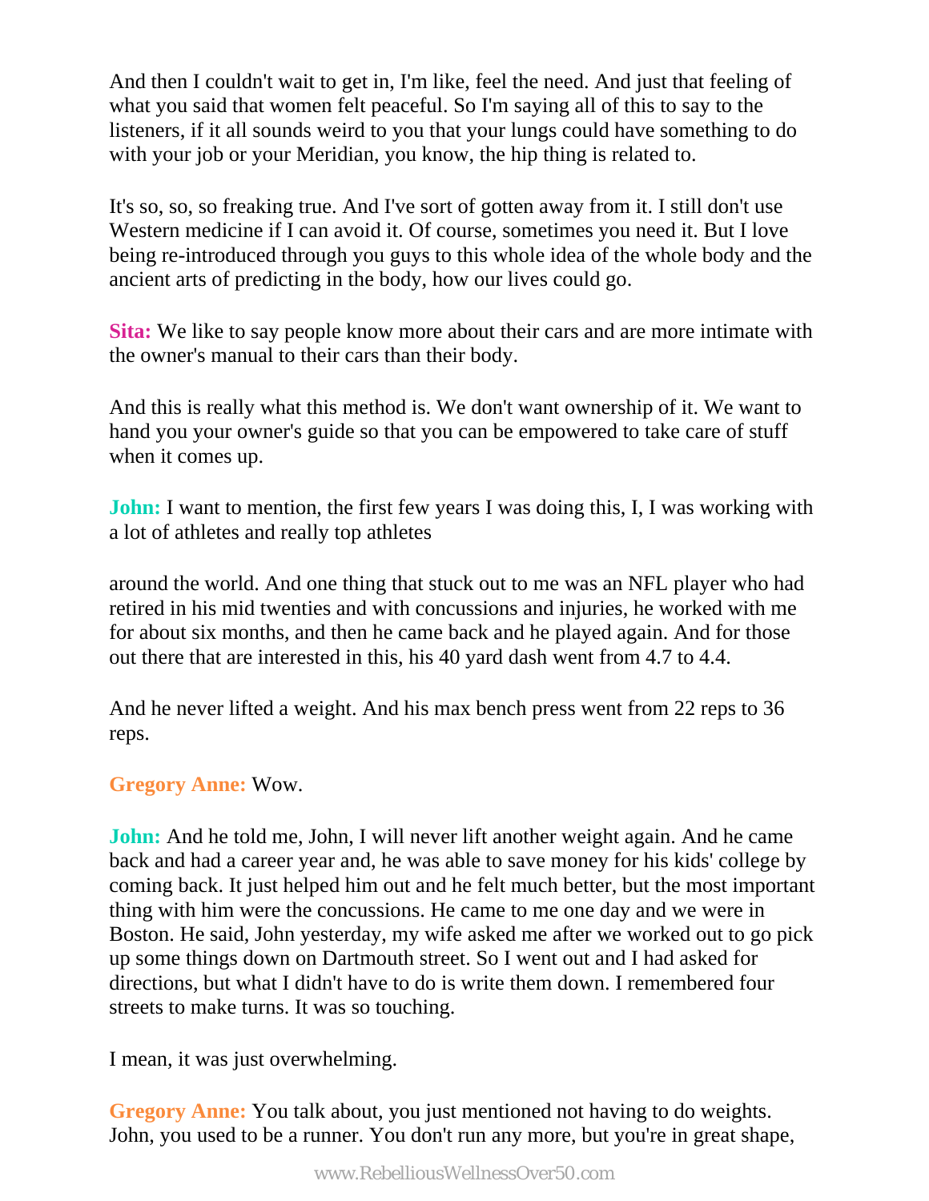And then I couldn't wait to get in, I'm like, feel the need. And just that feeling of what you said that women felt peaceful. So I'm saying all of this to say to the listeners, if it all sounds weird to you that your lungs could have something to do with your job or your Meridian, you know, the hip thing is related to.

It's so, so, so freaking true. And I've sort of gotten away from it. I still don't use Western medicine if I can avoid it. Of course, sometimes you need it. But I love being re-introduced through you guys to this whole idea of the whole body and the ancient arts of predicting in the body, how our lives could go.

**Sita:** We like to say people know more about their cars and are more intimate with the owner's manual to their cars than their body.

And this is really what this method is. We don't want ownership of it. We want to hand you your owner's guide so that you can be empowered to take care of stuff when it comes up.

**John:** I want to mention, the first few years I was doing this, I, I was working with a lot of athletes and really top athletes

around the world. And one thing that stuck out to me was an NFL player who had retired in his mid twenties and with concussions and injuries, he worked with me for about six months, and then he came back and he played again. And for those out there that are interested in this, his 40 yard dash went from 4.7 to 4.4.

And he never lifted a weight. And his max bench press went from 22 reps to 36 reps.

**Gregory Anne:** Wow.

**John:** And he told me, John, I will never lift another weight again. And he came back and had a career year and, he was able to save money for his kids' college by coming back. It just helped him out and he felt much better, but the most important thing with him were the concussions. He came to me one day and we were in Boston. He said, John yesterday, my wife asked me after we worked out to go pick up some things down on Dartmouth street. So I went out and I had asked for directions, but what I didn't have to do is write them down. I remembered four streets to make turns. It was so touching.

I mean, it was just overwhelming.

**Gregory Anne:** You talk about, you just mentioned not having to do weights. John, you used to be a runner. You don't run any more, but you're in great shape,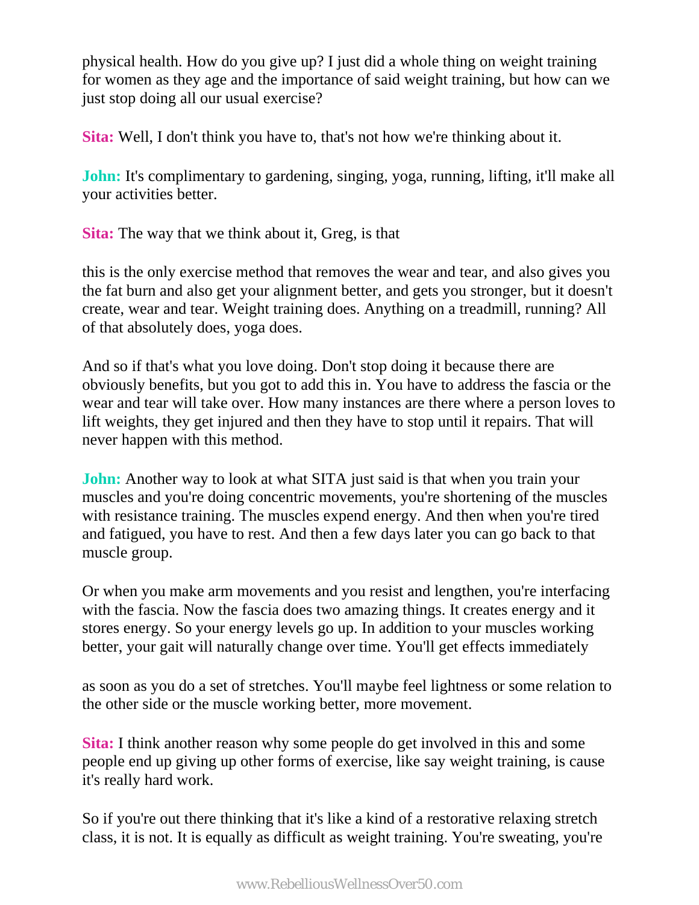physical health. How do you give up? I just did a whole thing on weight training for women as they age and the importance of said weight training, but how can we just stop doing all our usual exercise?

**Sita:** Well, I don't think you have to, that's not how we're thinking about it.

**John:** It's complimentary to gardening, singing, yoga, running, lifting, it'll make all your activities better.

**Sita:** The way that we think about it, Greg, is that

this is the only exercise method that removes the wear and tear, and also gives you the fat burn and also get your alignment better, and gets you stronger, but it doesn't create, wear and tear. Weight training does. Anything on a treadmill, running? All of that absolutely does, yoga does.

And so if that's what you love doing. Don't stop doing it because there are obviously benefits, but you got to add this in. You have to address the fascia or the wear and tear will take over. How many instances are there where a person loves to lift weights, they get injured and then they have to stop until it repairs. That will never happen with this method.

**John:** Another way to look at what SITA just said is that when you train your muscles and you're doing concentric movements, you're shortening of the muscles with resistance training. The muscles expend energy. And then when you're tired and fatigued, you have to rest. And then a few days later you can go back to that muscle group.

Or when you make arm movements and you resist and lengthen, you're interfacing with the fascia. Now the fascia does two amazing things. It creates energy and it stores energy. So your energy levels go up. In addition to your muscles working better, your gait will naturally change over time. You'll get effects immediately

as soon as you do a set of stretches. You'll maybe feel lightness or some relation to the other side or the muscle working better, more movement.

**Sita:** I think another reason why some people do get involved in this and some people end up giving up other forms of exercise, like say weight training, is cause it's really hard work.

So if you're out there thinking that it's like a kind of a restorative relaxing stretch class, it is not. It is equally as difficult as weight training. You're sweating, you're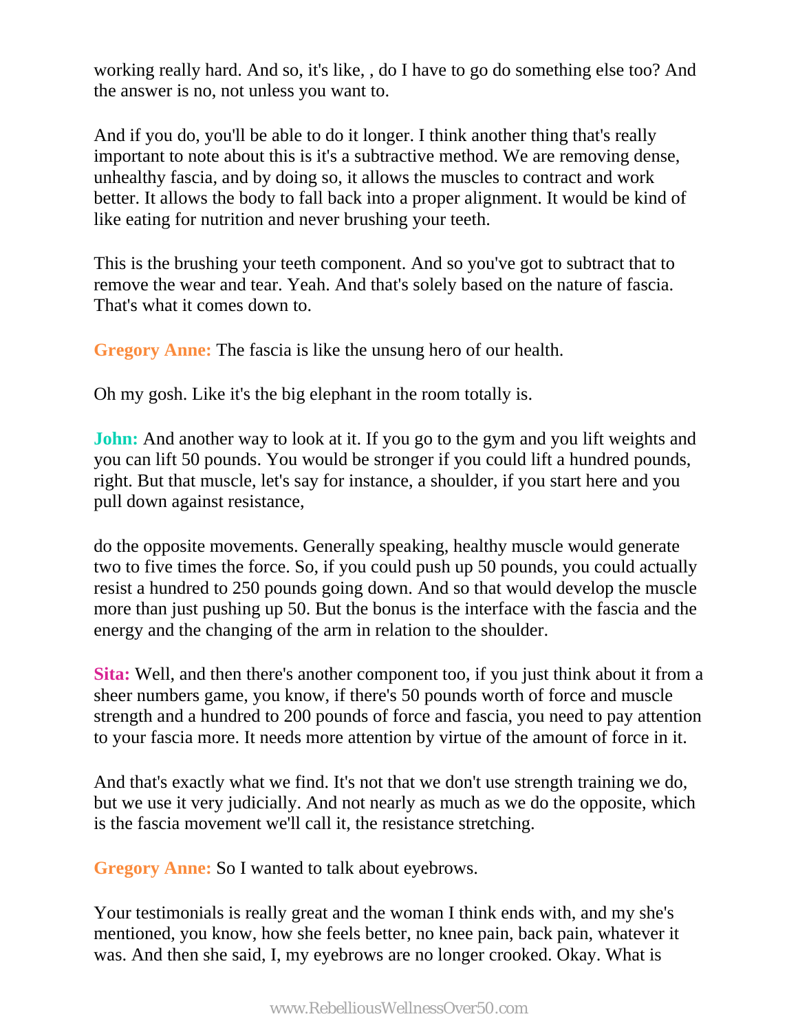working really hard. And so, it's like, , do I have to go do something else too? And the answer is no, not unless you want to.

And if you do, you'll be able to do it longer. I think another thing that's really important to note about this is it's a subtractive method. We are removing dense, unhealthy fascia, and by doing so, it allows the muscles to contract and work better. It allows the body to fall back into a proper alignment. It would be kind of like eating for nutrition and never brushing your teeth.

This is the brushing your teeth component. And so you've got to subtract that to remove the wear and tear. Yeah. And that's solely based on the nature of fascia. That's what it comes down to.

**Gregory Anne:** The fascia is like the unsung hero of our health.

Oh my gosh. Like it's the big elephant in the room totally is.

**John:** And another way to look at it. If you go to the gym and you lift weights and you can lift 50 pounds. You would be stronger if you could lift a hundred pounds, right. But that muscle, let's say for instance, a shoulder, if you start here and you pull down against resistance,

do the opposite movements. Generally speaking, healthy muscle would generate two to five times the force. So, if you could push up 50 pounds, you could actually resist a hundred to 250 pounds going down. And so that would develop the muscle more than just pushing up 50. But the bonus is the interface with the fascia and the energy and the changing of the arm in relation to the shoulder.

**Sita:** Well, and then there's another component too, if you just think about it from a sheer numbers game, you know, if there's 50 pounds worth of force and muscle strength and a hundred to 200 pounds of force and fascia, you need to pay attention to your fascia more. It needs more attention by virtue of the amount of force in it.

And that's exactly what we find. It's not that we don't use strength training we do, but we use it very judicially. And not nearly as much as we do the opposite, which is the fascia movement we'll call it, the resistance stretching.

**Gregory Anne:** So I wanted to talk about eyebrows.

Your testimonials is really great and the woman I think ends with, and my she's mentioned, you know, how she feels better, no knee pain, back pain, whatever it was. And then she said, I, my eyebrows are no longer crooked. Okay. What is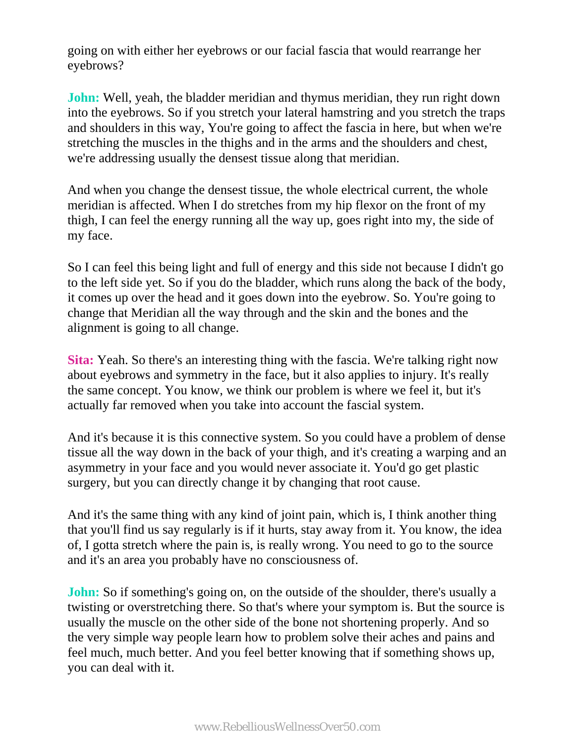going on with either her eyebrows or our facial fascia that would rearrange her eyebrows?

**John:** Well, yeah, the bladder meridian and thymus meridian, they run right down into the eyebrows. So if you stretch your lateral hamstring and you stretch the traps and shoulders in this way, You're going to affect the fascia in here, but when we're stretching the muscles in the thighs and in the arms and the shoulders and chest, we're addressing usually the densest tissue along that meridian.

And when you change the densest tissue, the whole electrical current, the whole meridian is affected. When I do stretches from my hip flexor on the front of my thigh, I can feel the energy running all the way up, goes right into my, the side of my face.

So I can feel this being light and full of energy and this side not because I didn't go to the left side yet. So if you do the bladder, which runs along the back of the body, it comes up over the head and it goes down into the eyebrow. So. You're going to change that Meridian all the way through and the skin and the bones and the alignment is going to all change.

**Sita:** Yeah. So there's an interesting thing with the fascia. We're talking right now about eyebrows and symmetry in the face, but it also applies to injury. It's really the same concept. You know, we think our problem is where we feel it, but it's actually far removed when you take into account the fascial system.

And it's because it is this connective system. So you could have a problem of dense tissue all the way down in the back of your thigh, and it's creating a warping and an asymmetry in your face and you would never associate it. You'd go get plastic surgery, but you can directly change it by changing that root cause.

And it's the same thing with any kind of joint pain, which is, I think another thing that you'll find us say regularly is if it hurts, stay away from it. You know, the idea of, I gotta stretch where the pain is, is really wrong. You need to go to the source and it's an area you probably have no consciousness of.

**John:** So if something's going on, on the outside of the shoulder, there's usually a twisting or overstretching there. So that's where your symptom is. But the source is usually the muscle on the other side of the bone not shortening properly. And so the very simple way people learn how to problem solve their aches and pains and feel much, much better. And you feel better knowing that if something shows up, you can deal with it.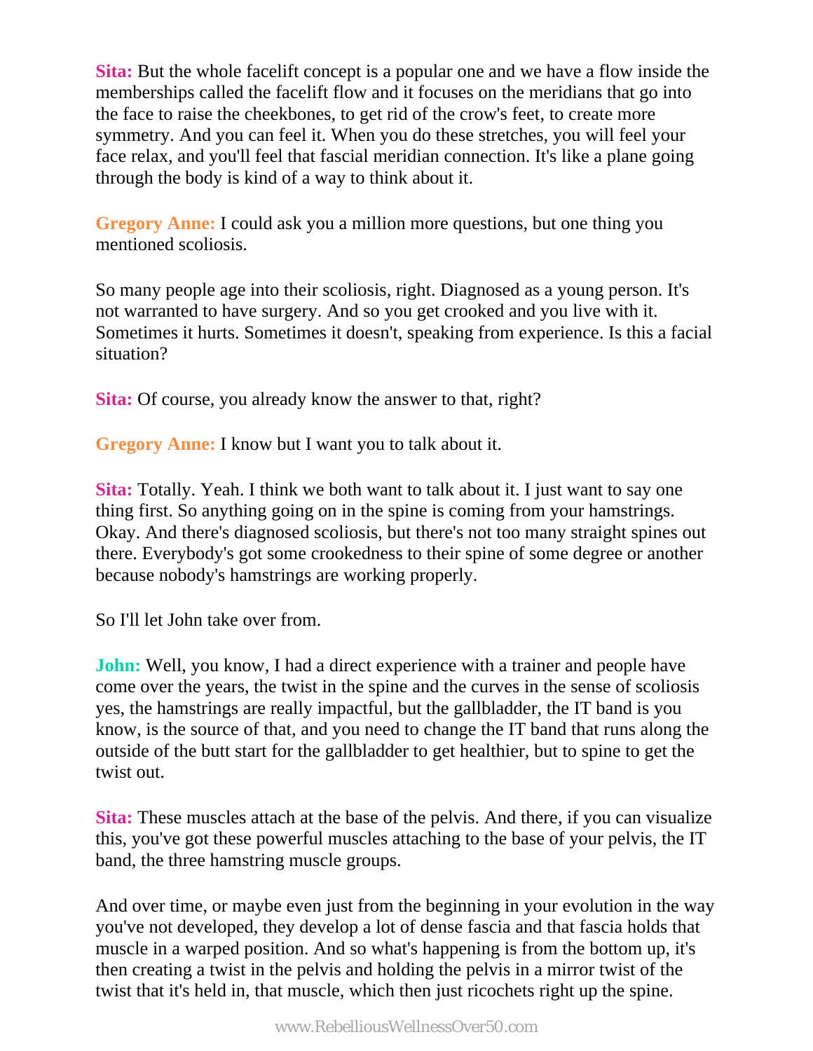**Sita:** But the whole facelift concept is a popular one and we have a flow inside the memberships called the facelift flow and it focuses on the meridians that go into the face to raise the cheekbones, to get rid of the crow's feet, to create more symmetry. And you can feel it. When you do these stretches, you will feel your face relax, and you'll feel that fascial meridian connection. It's like a plane going through the body is kind of a way to think about it.

**Gregory Anne:** I could ask you a million more questions, but one thing you mentioned scoliosis.

So many people age into their scoliosis, right. Diagnosed as a young person. It's not warranted to have surgery. And so you get crooked and you live with it. Sometimes it hurts. Sometimes it doesn't, speaking from experience. Is this a facial situation?

**Sita:** Of course, you already know the answer to that, right?

**Gregory Anne:** I know but I want you to talk about it.

**Sita:** Totally. Yeah. I think we both want to talk about it. I just want to say one thing first. So anything going on in the spine is coming from your hamstrings. Okay. And there's diagnosed scoliosis, but there's not too many straight spines out there. Everybody's got some crookedness to their spine of some degree or another because nobody's hamstrings are working properly.

So I'll let John take over from.

**John:** Well, you know, I had a direct experience with a trainer and people have come over the years, the twist in the spine and the curves in the sense of scoliosis yes, the hamstrings are really impactful, but the gallbladder, the IT band is you know, is the source of that, and you need to change the IT band that runs along the outside of the butt start for the gallbladder to get healthier, but to spine to get the twist out.

**Sita:** These muscles attach at the base of the pelvis. And there, if you can visualize this, you've got these powerful muscles attaching to the base of your pelvis, the IT band, the three hamstring muscle groups.

And over time, or maybe even just from the beginning in your evolution in the way you've not developed, they develop a lot of dense fascia and that fascia holds that muscle in a warped position. And so what's happening is from the bottom up, it's then creating a twist in the pelvis and holding the pelvis in a mirror twist of the twist that it's held in, that muscle, which then just ricochets right up the spine.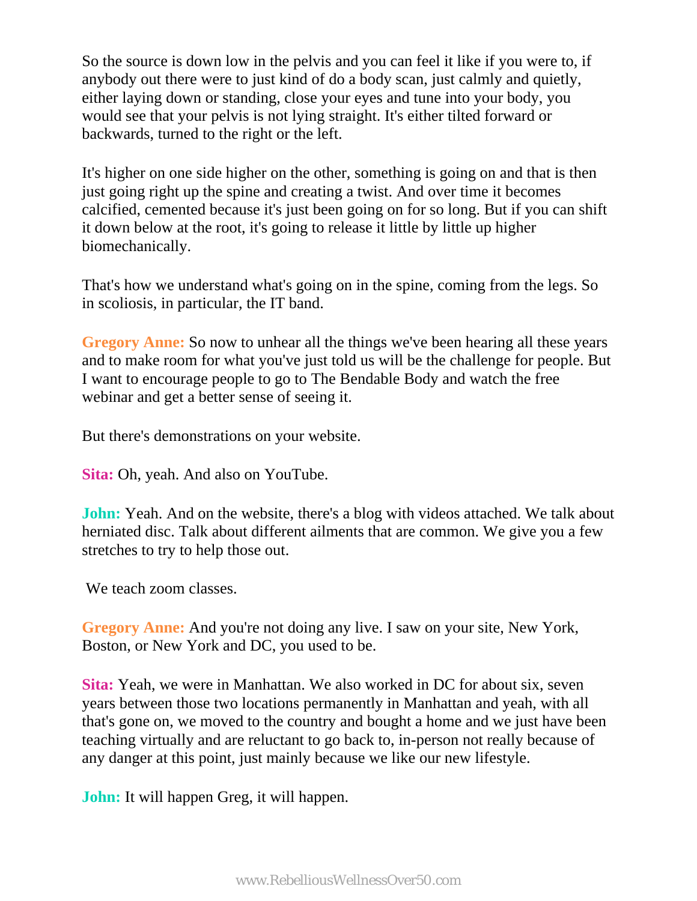So the source is down low in the pelvis and you can feel it like if you were to, if anybody out there were to just kind of do a body scan, just calmly and quietly, either laying down or standing, close your eyes and tune into your body, you would see that your pelvis is not lying straight. It's either tilted forward or backwards, turned to the right or the left.

It's higher on one side higher on the other, something is going on and that is then just going right up the spine and creating a twist. And over time it becomes calcified, cemented because it's just been going on for so long. But if you can shift it down below at the root, it's going to release it little by little up higher biomechanically.

That's how we understand what's going on in the spine, coming from the legs. So in scoliosis, in particular, the IT band.

**Gregory Anne:** So now to unhear all the things we've been hearing all these years and to make room for what you've just told us will be the challenge for people. But I want to encourage people to go to The Bendable Body and watch the free webinar and get a better sense of seeing it.

But there's demonstrations on your website.

**Sita:** Oh, yeah. And also on YouTube.

**John:** Yeah. And on the website, there's a blog with videos attached. We talk about herniated disc. Talk about different ailments that are common. We give you a few stretches to try to help those out.

We teach zoom classes.

**Gregory Anne:** And you're not doing any live. I saw on your site, New York, Boston, or New York and DC, you used to be.

**Sita:** Yeah, we were in Manhattan. We also worked in DC for about six, seven years between those two locations permanently in Manhattan and yeah, with all that's gone on, we moved to the country and bought a home and we just have been teaching virtually and are reluctant to go back to, in-person not really because of any danger at this point, just mainly because we like our new lifestyle.

**John:** It will happen Greg, it will happen.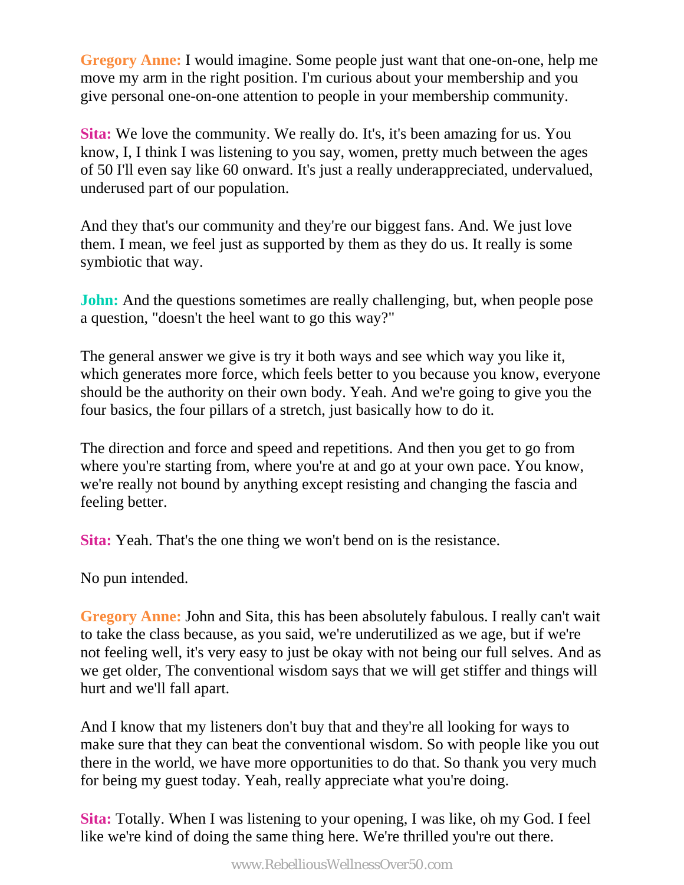**Gregory Anne:** I would imagine. Some people just want that one-on-one, help me move my arm in the right position. I'm curious about your membership and you give personal one-on-one attention to people in your membership community.

**Sita:** We love the community. We really do. It's, it's been amazing for us. You know, I, I think I was listening to you say, women, pretty much between the ages of 50 I'll even say like 60 onward. It's just a really underappreciated, undervalued, underused part of our population.

And they that's our community and they're our biggest fans. And. We just love them. I mean, we feel just as supported by them as they do us. It really is some symbiotic that way.

**John:** And the questions sometimes are really challenging, but, when people pose a question, "doesn't the heel want to go this way?"

The general answer we give is try it both ways and see which way you like it, which generates more force, which feels better to you because you know, everyone should be the authority on their own body. Yeah. And we're going to give you the four basics, the four pillars of a stretch, just basically how to do it.

The direction and force and speed and repetitions. And then you get to go from where you're starting from, where you're at and go at your own pace. You know, we're really not bound by anything except resisting and changing the fascia and feeling better.

**Sita:** Yeah. That's the one thing we won't bend on is the resistance.

No pun intended.

**Gregory Anne:** John and Sita, this has been absolutely fabulous. I really can't wait to take the class because, as you said, we're underutilized as we age, but if we're not feeling well, it's very easy to just be okay with not being our full selves. And as we get older, The conventional wisdom says that we will get stiffer and things will hurt and we'll fall apart.

And I know that my listeners don't buy that and they're all looking for ways to make sure that they can beat the conventional wisdom. So with people like you out there in the world, we have more opportunities to do that. So thank you very much for being my guest today. Yeah, really appreciate what you're doing.

**Sita:** Totally. When I was listening to your opening, I was like, oh my God. I feel like we're kind of doing the same thing here. We're thrilled you're out there.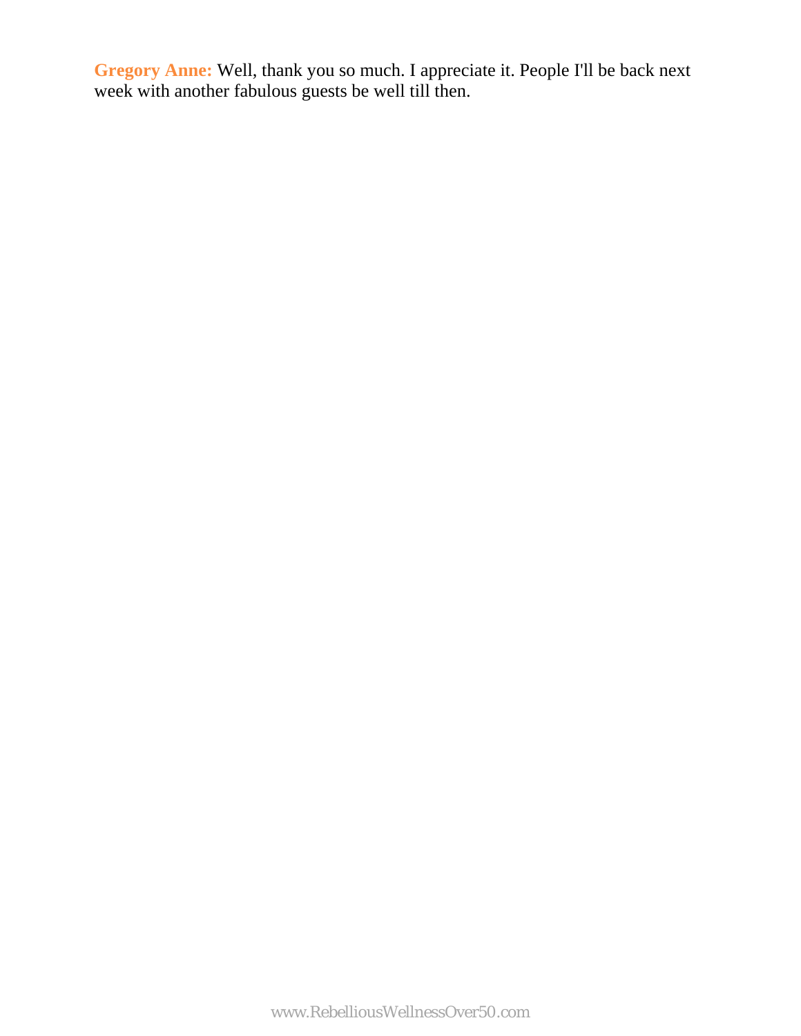**Gregory Anne:** Well, thank you so much. I appreciate it. People I'll be back next week with another fabulous guests be well till then.